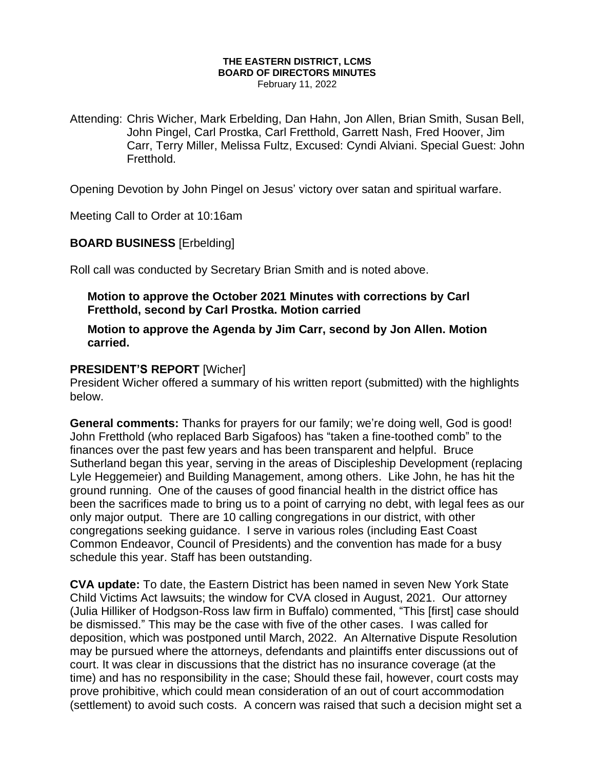**THE EASTERN DISTRICT, LCMS**
**BOARD OF DIRECTORS MINUTES**
February 11, 2022

Attending: Chris Wicher, Mark Erbelding, Dan Hahn, Jon Allen, Brian Smith, Susan Bell, John Pingel, Carl Prostka, Carl Fretthold, Garrett Nash, Fred Hoover, Jim Carr, Terry Miller, Melissa Fultz, Excused: Cyndi Alviani. Special Guest: John Fretthold.

Opening Devotion by John Pingel on Jesus' victory over satan and spiritual warfare.

Meeting Call to Order at 10:16am

**BOARD BUSINESS** [Erbelding]

Roll call was conducted by Secretary Brian Smith and is noted above.

> **Motion to approve the October 2021 Minutes with corrections by Carl Fretthold, second by Carl Prostka. Motion carried**
>
> **Motion to approve the Agenda by Jim Carr, second by Jon Allen. Motion carried.**

**PRESIDENT'S REPORT** [Wicher]
President Wicher offered a summary of his written report (submitted) with the highlights below.

**General comments:** Thanks for prayers for our family; we're doing well, God is good! John Fretthold (who replaced Barb Sigafoos) has "taken a fine-toothed comb" to the finances over the past few years and has been transparent and helpful. Bruce Sutherland began this year, serving in the areas of Discipleship Development (replacing Lyle Heggemeier) and Building Management, among others. Like John, he has hit the ground running. One of the causes of good financial health in the district office has been the sacrifices made to bring us to a point of carrying no debt, with legal fees as our only major output. There are 10 calling congregations in our district, with other congregations seeking guidance. I serve in various roles (including East Coast Common Endeavor, Council of Presidents) and the convention has made for a busy schedule this year. Staff has been outstanding.

**CVA update:** To date, the Eastern District has been named in seven New York State Child Victims Act lawsuits; the window for CVA closed in August, 2021. Our attorney (Julia Hilliker of Hodgson-Ross law firm in Buffalo) commented, "This [first] case should be dismissed." This may be the case with five of the other cases. I was called for deposition, which was postponed until March, 2022. An Alternative Dispute Resolution may be pursued where the attorneys, defendants and plaintiffs enter discussions out of court. It was clear in discussions that the district has no insurance coverage (at the time) and has no responsibility in the case; Should these fail, however, court costs may prove prohibitive, which could mean consideration of an out of court accommodation (settlement) to avoid such costs. A concern was raised that such a decision might set a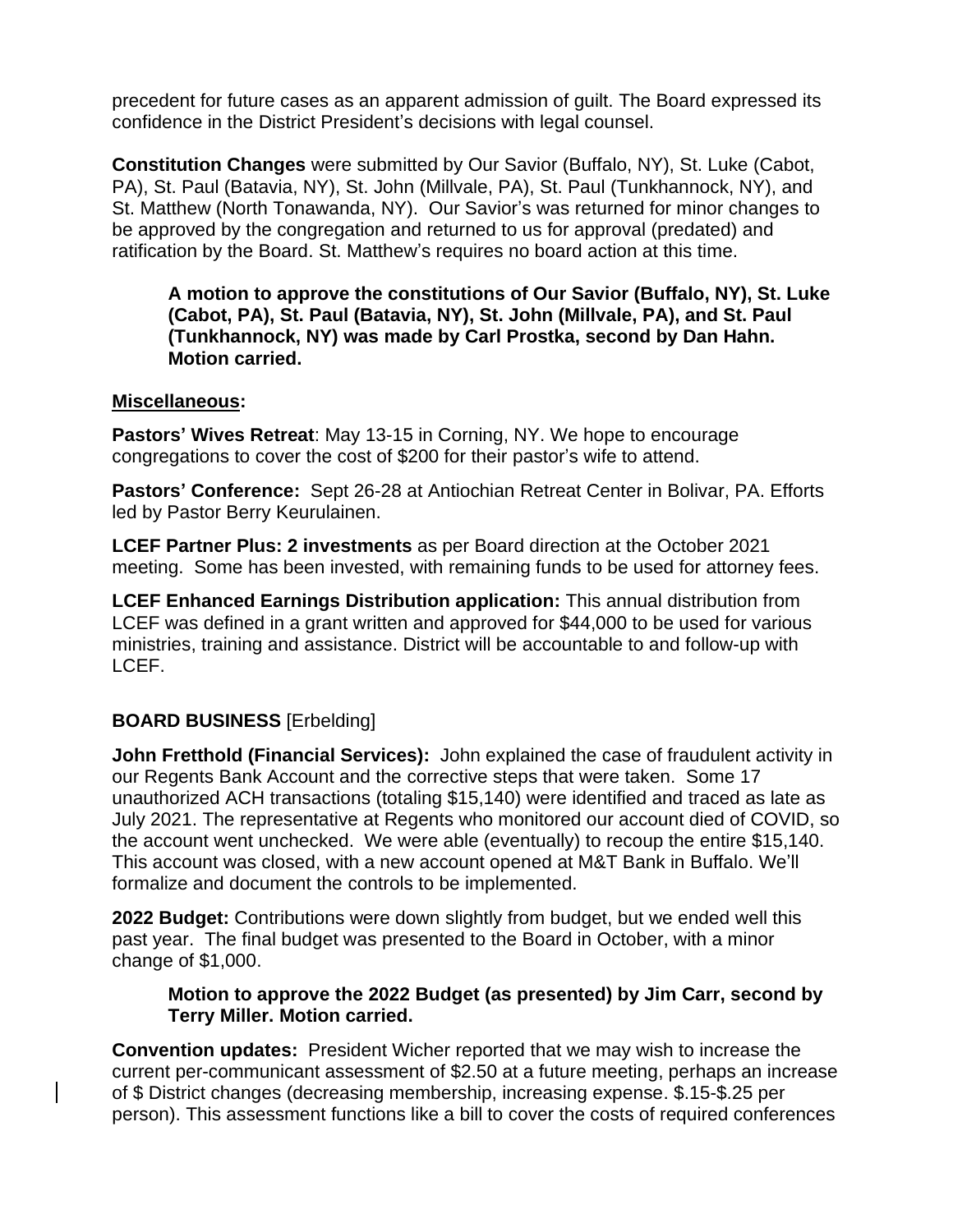precedent for future cases as an apparent admission of guilt. The Board expressed its confidence in the District President's decisions with legal counsel.

**Constitution Changes** were submitted by Our Savior (Buffalo, NY), St. Luke (Cabot, PA), St. Paul (Batavia, NY), St. John (Millvale, PA), St. Paul (Tunkhannock, NY), and St. Matthew (North Tonawanda, NY). Our Savior's was returned for minor changes to be approved by the congregation and returned to us for approval (predated) and ratification by the Board. St. Matthew's requires no board action at this time.

> **A motion to approve the constitutions of Our Savior (Buffalo, NY), St. Luke (Cabot, PA), St. Paul (Batavia, NY), St. John (Millvale, PA), and St. Paul (Tunkhannock, NY) was made by Carl Prostka, second by Dan Hahn. Motion carried.**

**Miscellaneous:**

**Pastors' Wives Retreat**: May 13-15 in Corning, NY. We hope to encourage congregations to cover the cost of $200 for their pastor's wife to attend.

**Pastors' Conference:** Sept 26-28 at Antiochian Retreat Center in Bolivar, PA. Efforts led by Pastor Berry Keurulainen.

**LCEF Partner Plus: 2 investments** as per Board direction at the October 2021 meeting. Some has been invested, with remaining funds to be used for attorney fees.

**LCEF Enhanced Earnings Distribution application:** This annual distribution from LCEF was defined in a grant written and approved for $44,000 to be used for various ministries, training and assistance. District will be accountable to and follow-up with LCEF.

**BOARD BUSINESS** [Erbelding]

**John Fretthold (Financial Services):** John explained the case of fraudulent activity in our Regents Bank Account and the corrective steps that were taken. Some 17 unauthorized ACH transactions (totaling $15,140) were identified and traced as late as July 2021. The representative at Regents who monitored our account died of COVID, so the account went unchecked. We were able (eventually) to recoup the entire $15,140. This account was closed, with a new account opened at M&T Bank in Buffalo. We'll formalize and document the controls to be implemented.

**2022 Budget:** Contributions were down slightly from budget, but we ended well this past year. The final budget was presented to the Board in October, with a minor change of $1,000.

> **Motion to approve the 2022 Budget (as presented) by Jim Carr, second by Terry Miller. Motion carried.**

**Convention updates:** President Wicher reported that we may wish to increase the current per-communicant assessment of $2.50 at a future meeting, perhaps an increase of $ District changes (decreasing membership, increasing expense. $.15-$.25 per person). This assessment functions like a bill to cover the costs of required conferences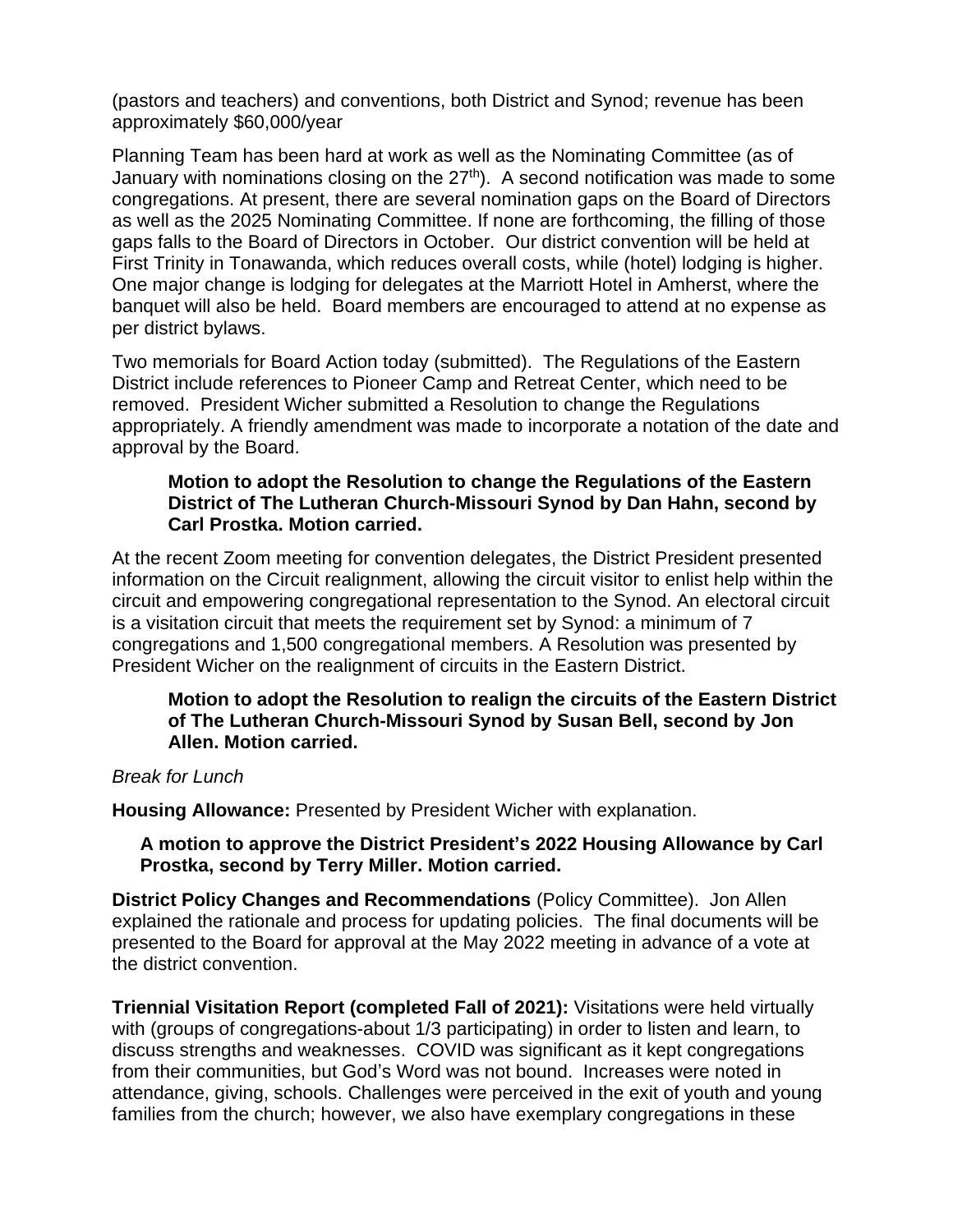(pastors and teachers) and conventions, both District and Synod; revenue has been approximately $60,000/year

Planning Team has been hard at work as well as the Nominating Committee (as of January with nominations closing on the 27th). A second notification was made to some congregations. At present, there are several nomination gaps on the Board of Directors as well as the 2025 Nominating Committee. If none are forthcoming, the filling of those gaps falls to the Board of Directors in October. Our district convention will be held at First Trinity in Tonawanda, which reduces overall costs, while (hotel) lodging is higher. One major change is lodging for delegates at the Marriott Hotel in Amherst, where the banquet will also be held. Board members are encouraged to attend at no expense as per district bylaws.

Two memorials for Board Action today (submitted). The Regulations of the Eastern District include references to Pioneer Camp and Retreat Center, which need to be removed. President Wicher submitted a Resolution to change the Regulations appropriately. A friendly amendment was made to incorporate a notation of the date and approval by the Board.

> **Motion to adopt the Resolution to change the Regulations of the Eastern District of The Lutheran Church-Missouri Synod by Dan Hahn, second by Carl Prostka. Motion carried.**

At the recent Zoom meeting for convention delegates, the District President presented information on the Circuit realignment, allowing the circuit visitor to enlist help within the circuit and empowering congregational representation to the Synod. An electoral circuit is a visitation circuit that meets the requirement set by Synod: a minimum of 7 congregations and 1,500 congregational members. A Resolution was presented by President Wicher on the realignment of circuits in the Eastern District.

> **Motion to adopt the Resolution to realign the circuits of the Eastern District of The Lutheran Church-Missouri Synod by Susan Bell, second by Jon Allen. Motion carried.**

*Break for Lunch*

**Housing Allowance:** Presented by President Wicher with explanation.

> **A motion to approve the District President's 2022 Housing Allowance by Carl Prostka, second by Terry Miller. Motion carried.**

**District Policy Changes and Recommendations** (Policy Committee). Jon Allen explained the rationale and process for updating policies. The final documents will be presented to the Board for approval at the May 2022 meeting in advance of a vote at the district convention.

**Triennial Visitation Report (completed Fall of 2021):** Visitations were held virtually with (groups of congregations-about 1/3 participating) in order to listen and learn, to discuss strengths and weaknesses. COVID was significant as it kept congregations from their communities, but God's Word was not bound. Increases were noted in attendance, giving, schools. Challenges were perceived in the exit of youth and young families from the church; however, we also have exemplary congregations in these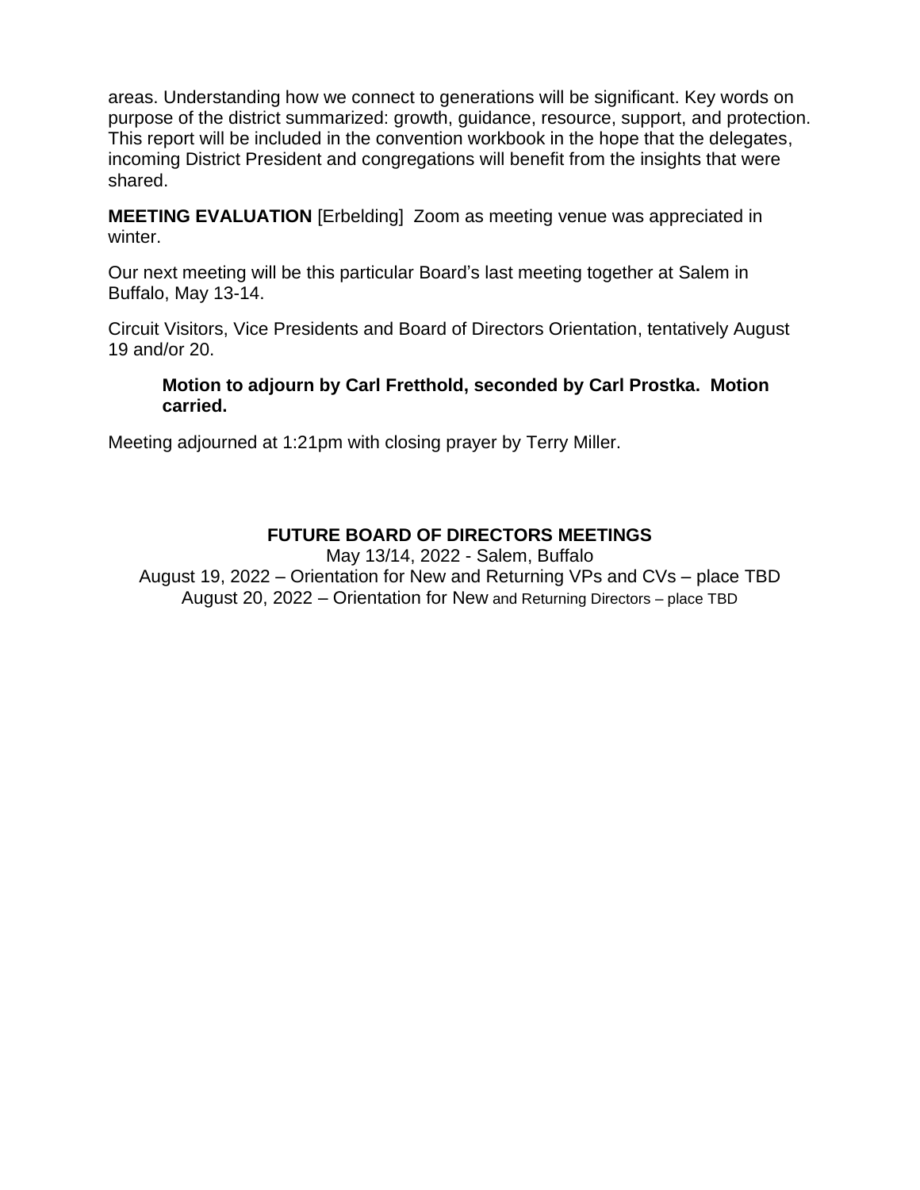areas. Understanding how we connect to generations will be significant. Key words on purpose of the district summarized: growth, guidance, resource, support, and protection. This report will be included in the convention workbook in the hope that the delegates, incoming District President and congregations will benefit from the insights that were shared.

**MEETING EVALUATION** [Erbelding] Zoom as meeting venue was appreciated in winter.

Our next meeting will be this particular Board's last meeting together at Salem in Buffalo, May 13-14.

Circuit Visitors, Vice Presidents and Board of Directors Orientation, tentatively August 19 and/or 20.

> **Motion to adjourn by Carl Fretthold, seconded by Carl Prostka. Motion carried.**

Meeting adjourned at 1:21pm with closing prayer by Terry Miller.

## FUTURE BOARD OF DIRECTORS MEETINGS

May 13/14, 2022 - Salem, Buffalo
August 19, 2022 – Orientation for New and Returning VPs and CVs – place TBD
August 20, 2022 – Orientation for New and Returning Directors – place TBD